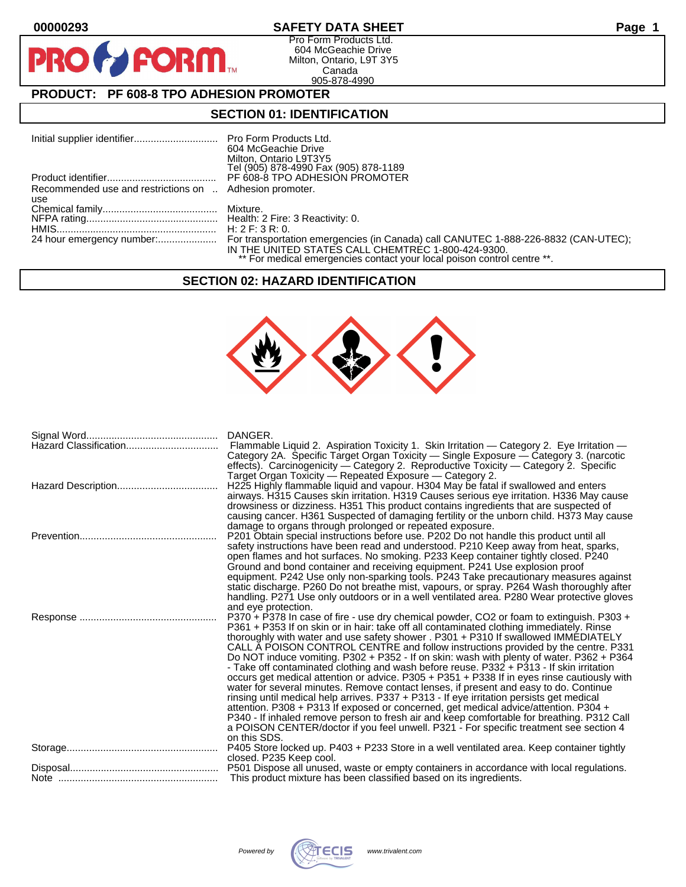00000293

# SAFETY DATA SHEET

Pro Form Products Ltd.
604 McGeachie Drive
Milton, Ontario, L9T 3Y5
Canada
905-878-4990

## PRODUCT: PF 608-8 TPO ADHESION PROMOTER

## SECTION 01: IDENTIFICATION

| | |
|---|---|
| Initial supplier identifier | Pro Form Products Ltd. 604 McGeachie Drive Milton, Ontario L9T3Y5 Tel (905) 878-4990 Fax (905) 878-1189 |
| Product identifier | PF 608-8 TPO ADHESION PROMOTER |
| Recommended use and restrictions on use | Adhesion promoter. |
| Chemical family | Mixture. |
| NFPA rating | Health: 2 Fire: 3 Reactivity: 0. |
| HMIS | H: 2 F: 3 R: 0. |
| 24 hour emergency number: | For transportation emergencies (in Canada) call CANUTEC 1-888-226-8832 (CAN-UTEC); IN THE UNITED STATES CALL CHEMTREC 1-800-424-9300. ** For medical emergencies contact your local poison control centre **. |

## SECTION 02: HAZARD IDENTIFICATION

| | |
|---|---|
| Signal Word | DANGER. |
| Hazard Classification | Flammable Liquid 2. Aspiration Toxicity 1. Skin Irritation — Category 2. Eye Irritation — Category 2A. Specific Target Organ Toxicity — Single Exposure — Category 3. (narcotic effects). Carcinogenicity — Category 2. Reproductive Toxicity — Category 2. Specific Target Organ Toxicity — Repeated Exposure — Category 2. |
| Hazard Description | H225 Highly flammable liquid and vapour. H304 May be fatal if swallowed and enters airways. H315 Causes skin irritation. H319 Causes serious eye irritation. H336 May cause drowsiness or dizziness. H351 This product contains ingredients that are suspected of causing cancer. H361 Suspected of damaging fertility or the unborn child. H373 May cause damage to organs through prolonged or repeated exposure. |
| Prevention | P201 Obtain special instructions before use. P202 Do not handle this product until all safety instructions have been read and understood. P210 Keep away from heat, sparks, open flames and hot surfaces. No smoking. P233 Keep container tightly closed. P240 Ground and bond container and receiving equipment. P241 Use explosion proof equipment. P242 Use only non-sparking tools. P243 Take precautionary measures against static discharge. P260 Do not breathe mist, vapours, or spray. P264 Wash thoroughly after handling. P271 Use only outdoors or in a well ventilated area. P280 Wear protective gloves and eye protection. |
| Response | P370 + P378 In case of fire - use dry chemical powder, CO2 or foam to extinguish. P303 + P361 + P353 If on skin or in hair: take off all contaminated clothing immediately. Rinse thoroughly with water and use safety shower . P301 + P310 If swallowed IMMEDIATELY CALL A POISON CONTROL CENTRE and follow instructions provided by the centre. P331 Do NOT induce vomiting. P302 + P352 - If on skin: wash with plenty of water. P362 + P364 - Take off contaminated clothing and wash before reuse. P332 + P313 - If skin irritation occurs get medical attention or advice. P305 + P351 + P338 If in eyes rinse cautiously with water for several minutes. Remove contact lenses, if present and easy to do. Continue rinsing until medical help arrives. P337 + P313 - If eye irritation persists get medical attention. P308 + P313 If exposed or concerned, get medical advice/attention. P304 + P340 - If inhaled remove person to fresh air and keep comfortable for breathing. P312 Call a POISON CENTER/doctor if you feel unwell. P321 - For specific treatment see section 4 on this SDS. |
| Storage | P405 Store locked up. P403 + P233 Store in a well ventilated area. Keep container tightly closed. P235 Keep cool. |
| Disposal | P501 Dispose all unused, waste or empty containers in accordance with local regulations. |
| Note | This product mixture has been classified based on its ingredients. |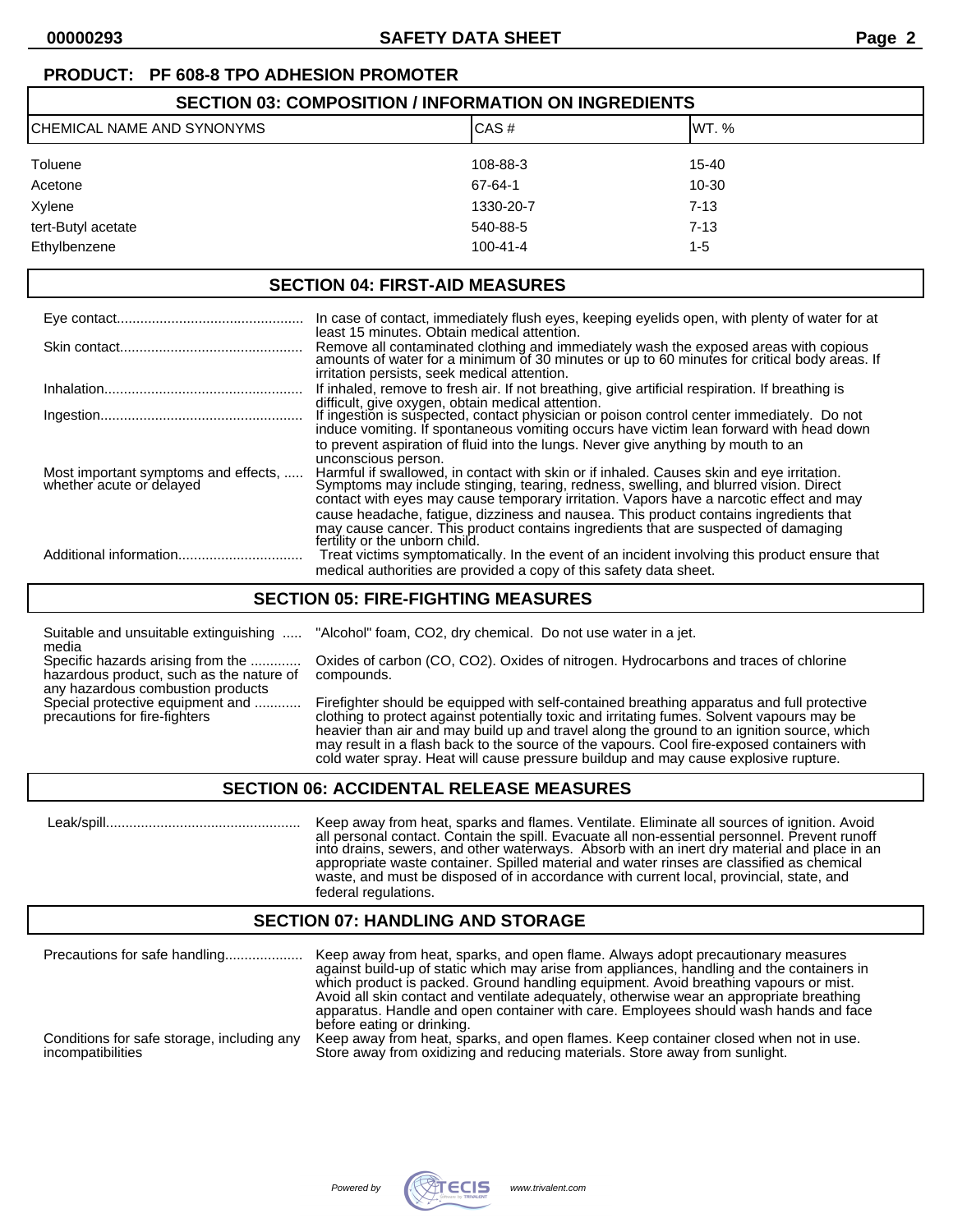**PRODUCT: PF 608-8 TPO ADHESION PROMOTER**

## SECTION 03: COMPOSITION / INFORMATION ON INGREDIENTS

| CHEMICAL NAME AND SYNONYMS | CAS # | WT. % |
|---|---|---|
| Toluene | 108-88-3 | 15-40 |
| Acetone | 67-64-1 | 10-30 |
| Xylene | 1330-20-7 | 7-13 |
| tert-Butyl acetate | 540-88-5 | 7-13 |
| Ethylbenzene | 100-41-4 | 1-5 |

## SECTION 04: FIRST-AID MEASURES

| | |
|---|---|
| Eye contact | In case of contact, immediately flush eyes, keeping eyelids open, with plenty of water for at least 15 minutes. Obtain medical attention. |
| Skin contact | Remove all contaminated clothing and immediately wash the exposed areas with copious amounts of water for a minimum of 30 minutes or up to 60 minutes for critical body areas. If irritation persists, seek medical attention. |
| Inhalation | If inhaled, remove to fresh air. If not breathing, give artificial respiration. If breathing is difficult, give oxygen, obtain medical attention. |
| Ingestion | If ingestion is suspected, contact physician or poison control center immediately. Do not induce vomiting. If spontaneous vomiting occurs have victim lean forward with head down to prevent aspiration of fluid into the lungs. Never give anything by mouth to an unconscious person. |
| Most important symptoms and effects, whether acute or delayed | Harmful if swallowed, in contact with skin or if inhaled. Causes skin and eye irritation. Symptoms may include stinging, tearing, redness, swelling, and blurred vision. Direct contact with eyes may cause temporary irritation. Vapors have a narcotic effect and may cause headache, fatigue, dizziness and nausea. This product contains ingredients that may cause cancer. This product contains ingredients that are suspected of damaging fertility or the unborn child. |
| Additional information | Treat victims symptomatically. In the event of an incident involving this product ensure that medical authorities are provided a copy of this safety data sheet. |

## SECTION 05: FIRE-FIGHTING MEASURES

| | |
|---|---|
| Suitable and unsuitable extinguishing media | "Alcohol" foam, $CO_2$, dry chemical. Do not use water in a jet. |
| Specific hazards arising from the hazardous product, such as the nature of any hazardous combustion products | Oxides of carbon (CO, $CO_2$). Oxides of nitrogen. Hydrocarbons and traces of chlorine compounds. |
| Special protective equipment and precautions for fire-fighters | Firefighter should be equipped with self-contained breathing apparatus and full protective clothing to protect against potentially toxic and irritating fumes. Solvent vapours may be heavier than air and may build up and travel along the ground to an ignition source, which may result in a flash back to the source of the vapours. Cool fire-exposed containers with cold water spray. Heat will cause pressure buildup and may cause explosive rupture. |

## SECTION 06: ACCIDENTAL RELEASE MEASURES

| | |
|---|---|
| Leak/spill | Keep away from heat, sparks and flames. Ventilate. Eliminate all sources of ignition. Avoid all personal contact. Contain the spill. Evacuate all non-essential personnel. Prevent runoff into drains, sewers, and other waterways. Absorb with an inert dry material and place in an appropriate waste container. Spilled material and water rinses are classified as chemical waste, and must be disposed of in accordance with current local, provincial, state, and federal regulations. |

## SECTION 07: HANDLING AND STORAGE

| | |
|---|---|
| Precautions for safe handling | Keep away from heat, sparks, and open flame. Always adopt precautionary measures against build-up of static which may arise from appliances, handling and the containers in which product is packed. Ground handling equipment. Avoid breathing vapours or mist. Avoid all skin contact and ventilate adequately, otherwise wear an appropriate breathing apparatus. Handle and open container with care. Employees should wash hands and face before eating or drinking. |
| Conditions for safe storage, including any incompatibilities | Keep away from heat, sparks, and open flames. Keep container closed when not in use. Store away from oxidizing and reducing materials. Store away from sunlight. |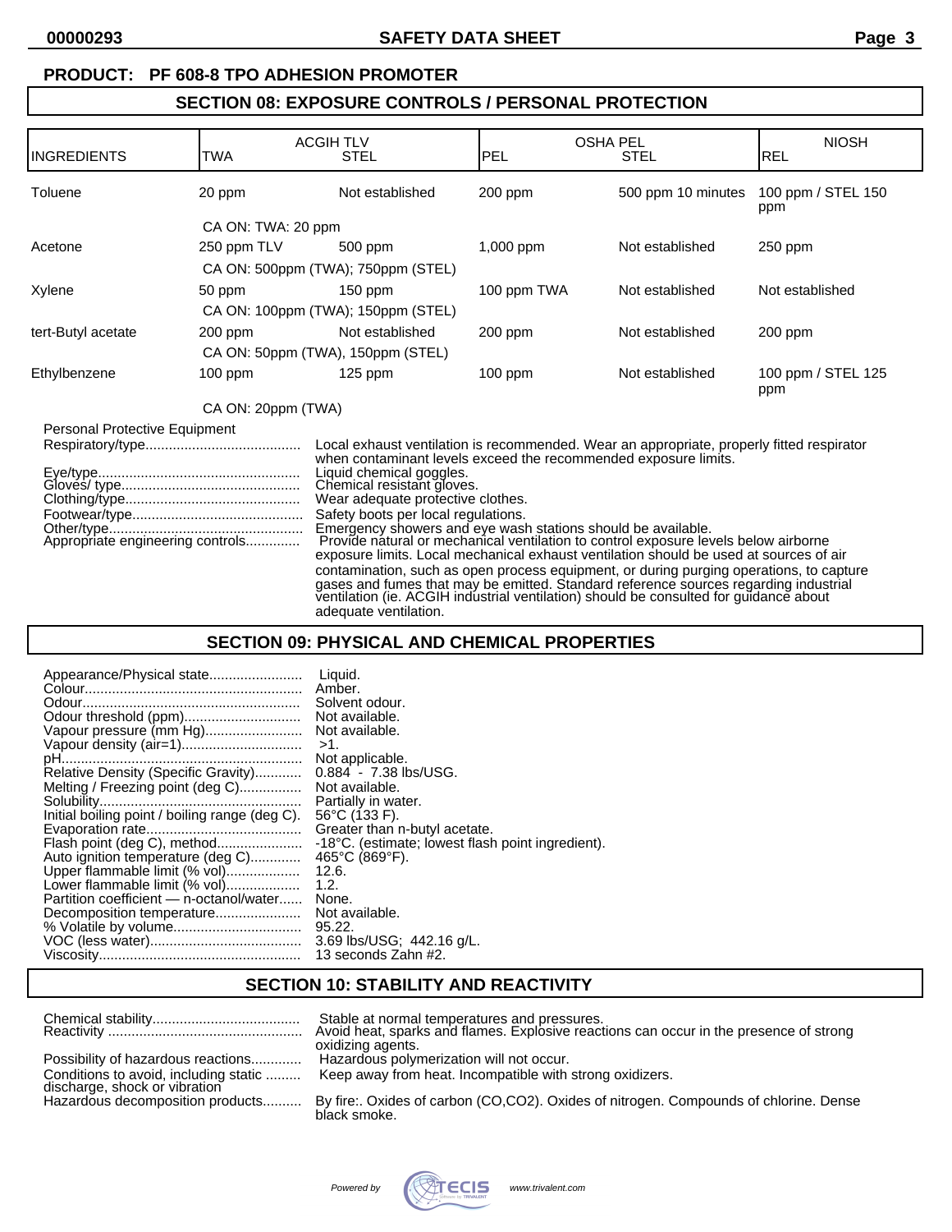**PRODUCT: PF 608-8 TPO ADHESION PROMOTER**

## SECTION 08: EXPOSURE CONTROLS / PERSONAL PROTECTION

| INGREDIENTS | ACGIH TLV TWA | ACGIH TLV STEL | OSHA PEL PEL | OSHA PEL STEL | NIOSH REL |
|---|---|---|---|---|---|
| Toluene | 20 ppm | Not established | 200 ppm | 500 ppm 10 minutes | 100 ppm / STEL 150 ppm |
| | CA ON: TWA: 20 ppm | | | | |
| Acetone | 250 ppm TLV | 500 ppm | 1,000 ppm | Not established | 250 ppm |
| | CA ON: 500ppm (TWA); 750ppm (STEL) | | | | |
| Xylene | 50 ppm | 150 ppm | 100 ppm TWA | Not established | Not established |
| | CA ON: 100ppm (TWA); 150ppm (STEL) | | | | |
| tert-Butyl acetate | 200 ppm | Not established | 200 ppm | Not established | 200 ppm |
| | CA ON: 50ppm (TWA), 150ppm (STEL) | | | | |
| Ethylbenzene | 100 ppm | 125 ppm | 100 ppm | Not established | 100 ppm / STEL 125 ppm |
| | CA ON: 20ppm (TWA) | | | | |

Personal Protective Equipment

- Respiratory/type........................................ Local exhaust ventilation is recommended. Wear an appropriate, properly fitted respirator when contaminant levels exceed the recommended exposure limits.
- Eye/type.................................................... Liquid chemical goggles.
- Gloves/ type.............................................. Chemical resistant gloves.
- Clothing/type............................................. Wear adequate protective clothes.
- Footwear/type............................................ Safety boots per local regulations.
- Other/type.................................................. Emergency showers and eye wash stations should be available.
- Appropriate engineering controls............. Provide natural or mechanical ventilation to control exposure levels below airborne exposure limits. Local mechanical exhaust ventilation should be used at sources of air contamination, such as open process equipment, or during purging operations, to capture gases and fumes that may be emitted. Standard reference sources regarding industrial ventilation (ie. ACGIH industrial ventilation) should be consulted for guidance about adequate ventilation.

## SECTION 09: PHYSICAL AND CHEMICAL PROPERTIES

- Appearance/Physical state........................ Liquid.
- Colour........................................................ Amber.
- Odour......................................................... Solvent odour.
- Odour threshold (ppm).............................. Not available.
- Vapour pressure (mm Hg)......................... Not available.
- Vapour density (air=1)............................... >1.
- pH.............................................................. Not applicable.
- Relative Density (Specific Gravity)............ 0.884 - 7.38 lbs/USG.
- Melting / Freezing point (deg C)................ Not available.
- Solubility..................................................... Partially in water.
- Initial boiling point / boiling range (deg C). 56°C (133 F).
- Evaporation rate........................................ Greater than n-butyl acetate.
- Flash point (deg C), method...................... -18°C. (estimate; lowest flash point ingredient).
- Auto ignition temperature (deg C)............. 465°C (869°F).
- Upper flammable limit (% vol)................... 12.6.
- Lower flammable limit (% vol)................... 1.2.
- Partition coefficient — n-octanol/water...... None.
- Decomposition temperature...................... Not available.
- % Volatile by volume................................. 95.22.
- VOC (less water)....................................... 3.69 lbs/USG; 442.16 g/L.
- Viscosity.................................................... 13 seconds Zahn #2.

## SECTION 10: STABILITY AND REACTIVITY

- Chemical stability...................................... Stable at normal temperatures and pressures.
- Reactivity .................................................. Avoid heat, sparks and flames. Explosive reactions can occur in the presence of strong oxidizing agents.
- Possibility of hazardous reactions............. Hazardous polymerization will not occur.
- Conditions to avoid, including static discharge, shock or vibration ......... Keep away from heat. Incompatible with strong oxidizers.
- Hazardous decomposition products.......... By fire:. Oxides of carbon (CO,CO2). Oxides of nitrogen. Compounds of chlorine. Dense black smoke.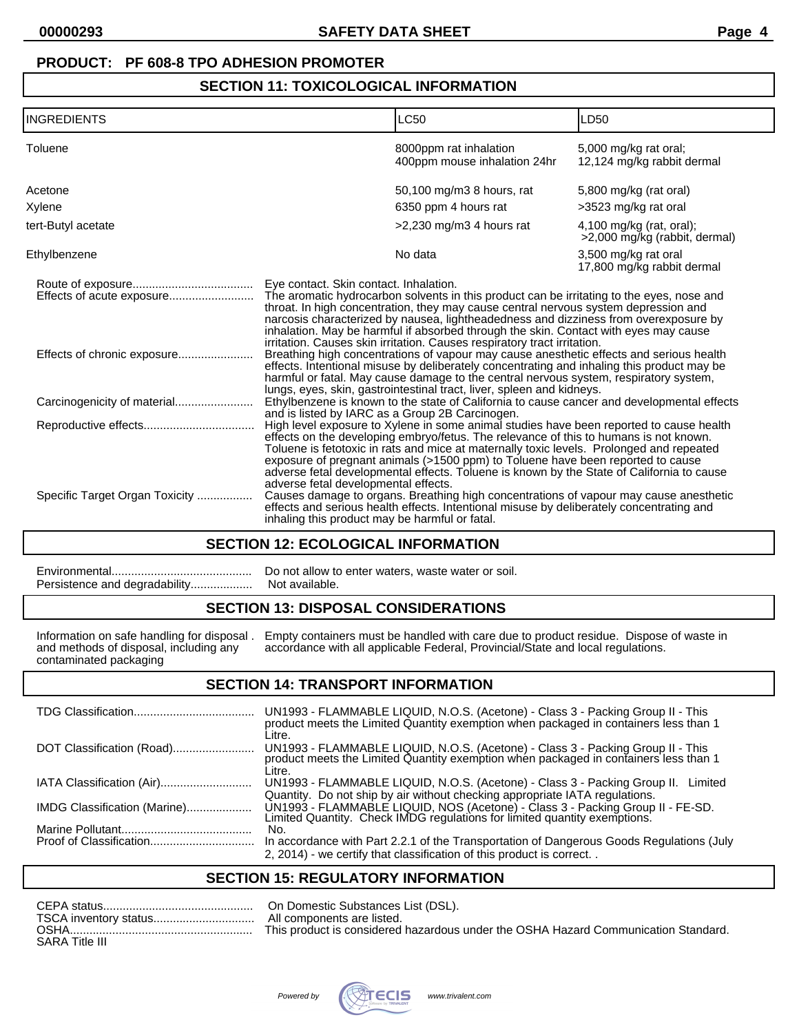**PRODUCT: PF 608-8 TPO ADHESION PROMOTER**

## SECTION 11: TOXICOLOGICAL INFORMATION

| INGREDIENTS | LC50 | LD50 |
|---|---|---|
| Toluene | 8000ppm rat inhalation<br>400ppm mouse inhalation 24hr | 5,000 mg/kg rat oral;<br>12,124 mg/kg rabbit dermal |
| Acetone | 50,100 mg/m3 8 hours, rat | 5,800 mg/kg (rat oral) |
| Xylene | 6350 ppm 4 hours rat | >3523 mg/kg rat oral |
| tert-Butyl acetate | >2,230 mg/m3 4 hours rat | 4,100 mg/kg (rat, oral);<br>>2,000 mg/kg (rabbit, dermal) |
| Ethylbenzene | No data | 3,500 mg/kg rat oral<br>17,800 mg/kg rabbit dermal |

Route of exposure.................................... Eye contact. Skin contact. Inhalation.

Effects of acute exposure.......................... The aromatic hydrocarbon solvents in this product can be irritating to the eyes, nose and throat. In high concentration, they may cause central nervous system depression and narcosis characterized by nausea, lightheadedness and dizziness from overexposure by inhalation. May be harmful if absorbed through the skin. Contact with eyes may cause irritation. Causes skin irritation. Causes respiratory tract irritation.

Effects of chronic exposure....................... Breathing high concentrations of vapour may cause anesthetic effects and serious health effects. Intentional misuse by deliberately concentrating and inhaling this product may be harmful or fatal. May cause damage to the central nervous system, respiratory system, lungs, eyes, skin, gastrointestinal tract, liver, spleen and kidneys.

Carcinogenicity of material........................ Ethylbenzene is known to the state of California to cause cancer and developmental effects and is listed by IARC as a Group 2B Carcinogen.

Reproductive effects.................................. High level exposure to Xylene in some animal studies have been reported to cause health effects on the developing embryo/fetus. The relevance of this to humans is not known. Toluene is fetotoxic in rats and mice at maternally toxic levels. Prolonged and repeated exposure of pregnant animals (>1500 ppm) to Toluene have been reported to cause adverse fetal developmental effects. Toluene is known by the State of California to cause adverse fetal developmental effects.

Specific Target Organ Toxicity ................. Causes damage to organs. Breathing high concentrations of vapour may cause anesthetic effects and serious health effects. Intentional misuse by deliberately concentrating and inhaling this product may be harmful or fatal.

## SECTION 12: ECOLOGICAL INFORMATION

Environmental........................................... Do not allow to enter waters, waste water or soil.

Persistence and degradability................... Not available.

## SECTION 13: DISPOSAL CONSIDERATIONS

Information on safe handling for disposal and methods of disposal, including any contaminated packaging . Empty containers must be handled with care due to product residue. Dispose of waste in accordance with all applicable Federal, Provincial/State and local regulations.

## SECTION 14: TRANSPORT INFORMATION

TDG Classification..................................... UN1993 - FLAMMABLE LIQUID, N.O.S. (Acetone) - Class 3 - Packing Group II - This product meets the Limited Quantity exemption when packaged in containers less than 1 Litre.

DOT Classification (Road)......................... UN1993 - FLAMMABLE LIQUID, N.O.S. (Acetone) - Class 3 - Packing Group II - This product meets the Limited Quantity exemption when packaged in containers less than 1 Litre.

IATA Classification (Air)............................ UN1993 - FLAMMABLE LIQUID, N.O.S. (Acetone) - Class 3 - Packing Group II. Limited Quantity. Do not ship by air without checking appropriate IATA regulations.

IMDG Classification (Marine).................... UN1993 - FLAMMABLE LIQUID, NOS (Acetone) - Class 3 - Packing Group II - FE-SD. Limited Quantity. Check IMDG regulations for limited quantity exemptions.

Marine Pollutant........................................ No.

Proof of Classification................................ In accordance with Part 2.2.1 of the Transportation of Dangerous Goods Regulations (July 2, 2014) - we certify that classification of this product is correct. .

## SECTION 15: REGULATORY INFORMATION

CEPA status.............................................. On Domestic Substances List (DSL).

TSCA inventory status............................... All components are listed.

OSHA........................................................ This product is considered hazardous under the OSHA Hazard Communication Standard.

SARA Title III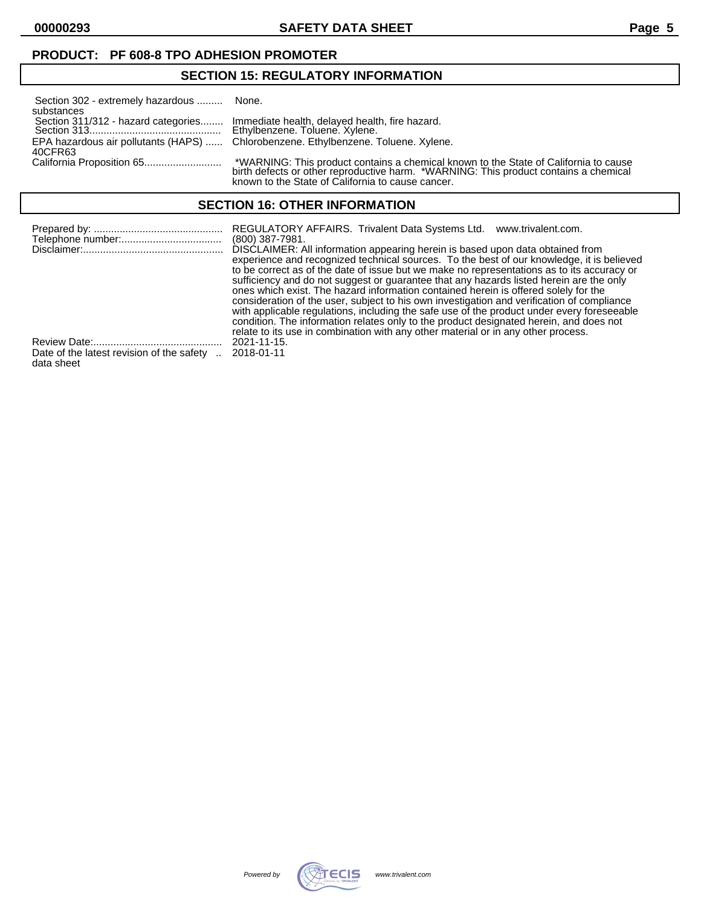**PRODUCT: PF 608-8 TPO ADHESION PROMOTER**

## SECTION 15: REGULATORY INFORMATION

| | |
|---|---|
| Section 302 - extremely hazardous substances | None. |
| Section 311/312 - hazard categories | Immediate health, delayed health, fire hazard. |
| Section 313 | Ethylbenzene. Toluene. Xylene. |
| EPA hazardous air pollutants (HAPS) 40CFR63 | Chlorobenzene. Ethylbenzene. Toluene. Xylene. |
| California Proposition 65 | *WARNING: This product contains a chemical known to the State of California to cause birth defects or other reproductive harm. *WARNING: This product contains a chemical known to the State of California to cause cancer. |

## SECTION 16: OTHER INFORMATION

| | |
|---|---|
| Prepared by: | REGULATORY AFFAIRS. Trivalent Data Systems Ltd. www.trivalent.com. |
| Telephone number: | (800) 387-7981. |
| Disclaimer: | DISCLAIMER: All information appearing herein is based upon data obtained from experience and recognized technical sources. To the best of our knowledge, it is believed to be correct as of the date of issue but we make no representations as to its accuracy or sufficiency and do not suggest or guarantee that any hazards listed herein are the only ones which exist. The hazard information contained herein is offered solely for the consideration of the user, subject to his own investigation and verification of compliance with applicable regulations, including the safe use of the product under every foreseeable condition. The information relates only to the product designated herein, and does not relate to its use in combination with any other material or in any other process. |
| Review Date: | 2021-11-15. |
| Date of the latest revision of the safety data sheet | 2018-01-11 |